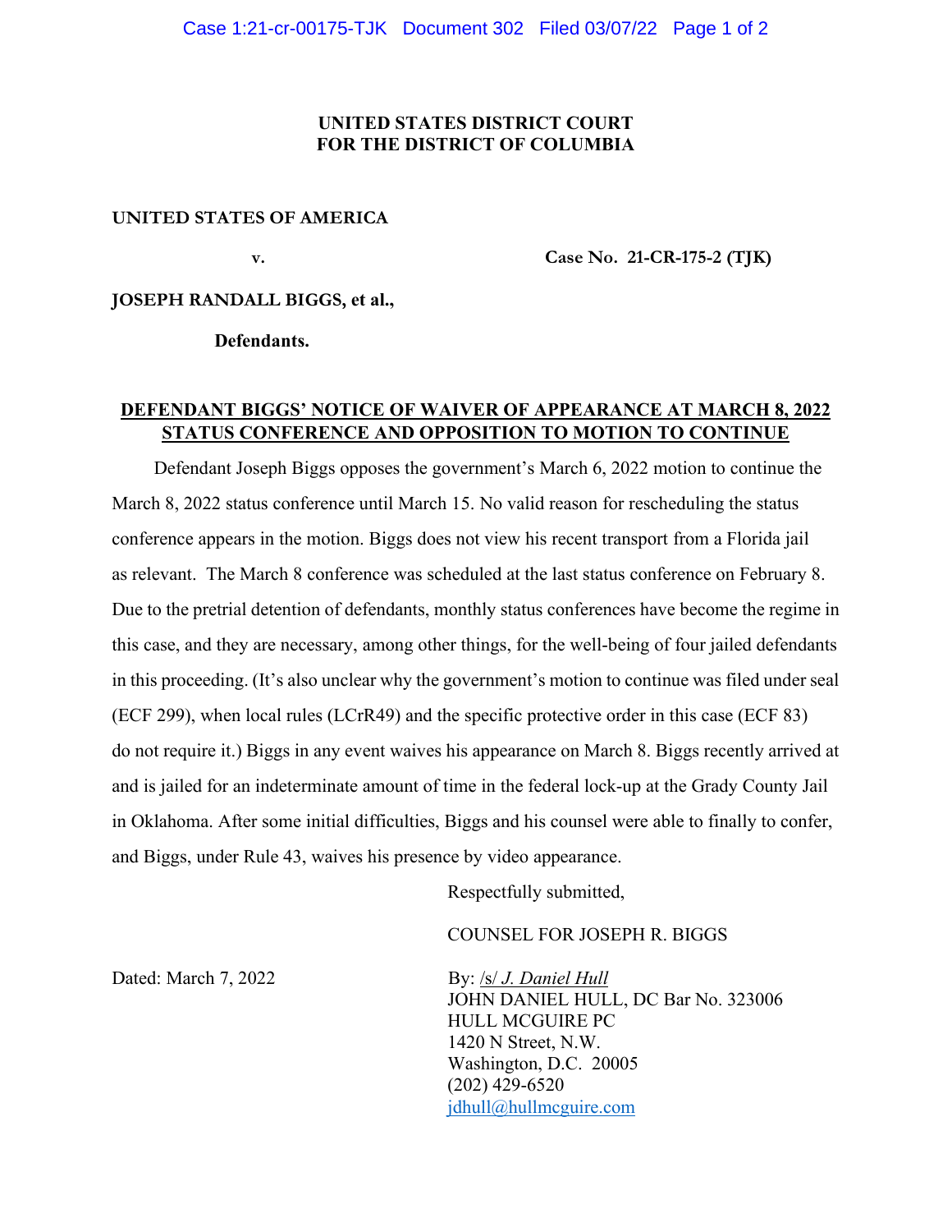**UNITED STATES DISTRICT COURT**
**FOR THE DISTRICT OF COLUMBIA**

**UNITED STATES OF AMERICA**

**v.** **Case No. 21-CR-175-2 (TJK)**

**JOSEPH RANDALL BIGGS, et al.,**

**Defendants.**

**DEFENDANT BIGGS' NOTICE OF WAIVER OF APPEARANCE AT MARCH 8, 2022 STATUS CONFERENCE AND OPPOSITION TO MOTION TO CONTINUE**

Defendant Joseph Biggs opposes the government's March 6, 2022 motion to continue the March 8, 2022 status conference until March 15. No valid reason for rescheduling the status conference appears in the motion. Biggs does not view his recent transport from a Florida jail as relevant. The March 8 conference was scheduled at the last status conference on February 8. Due to the pretrial detention of defendants, monthly status conferences have become the regime in this case, and they are necessary, among other things, for the well-being of four jailed defendants in this proceeding. (It's also unclear why the government's motion to continue was filed under seal (ECF 299), when local rules (LCrR49) and the specific protective order in this case (ECF 83) do not require it.) Biggs in any event waives his appearance on March 8. Biggs recently arrived at and is jailed for an indeterminate amount of time in the federal lock-up at the Grady County Jail in Oklahoma. After some initial difficulties, Biggs and his counsel were able to finally to confer, and Biggs, under Rule 43, waives his presence by video appearance.

Respectfully submitted,

COUNSEL FOR JOSEPH R. BIGGS

Dated: March 7, 2022

By: /s/ *J. Daniel Hull*
JOHN DANIEL HULL, DC Bar No. 323006
HULL MCGUIRE PC
1420 N Street, N.W.
Washington, D.C. 20005
(202) 429-6520
jdhull@hullmcguire.com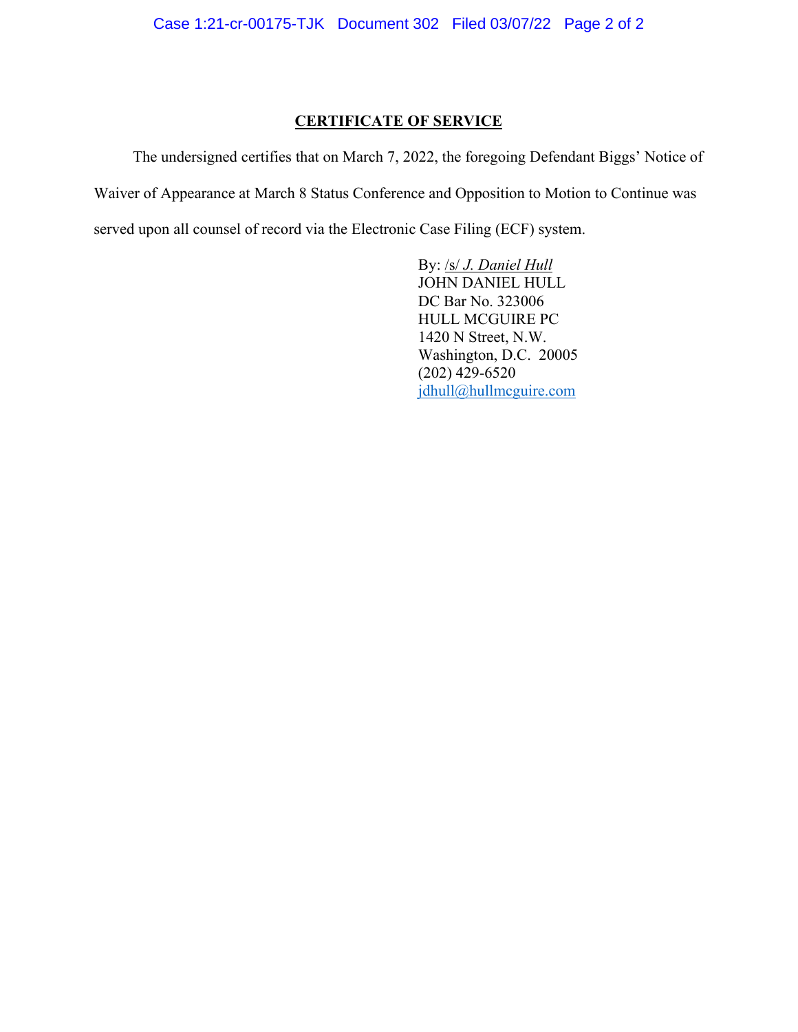**CERTIFICATE OF SERVICE**

The undersigned certifies that on March 7, 2022, the foregoing Defendant Biggs' Notice of Waiver of Appearance at March 8 Status Conference and Opposition to Motion to Continue was served upon all counsel of record via the Electronic Case Filing (ECF) system.

By: /s/ *J. Daniel Hull*
JOHN DANIEL HULL
DC Bar No. 323006
HULL MCGUIRE PC
1420 N Street, N.W.
Washington, D.C. 20005
(202) 429-6520
jdhull@hullmcguire.com